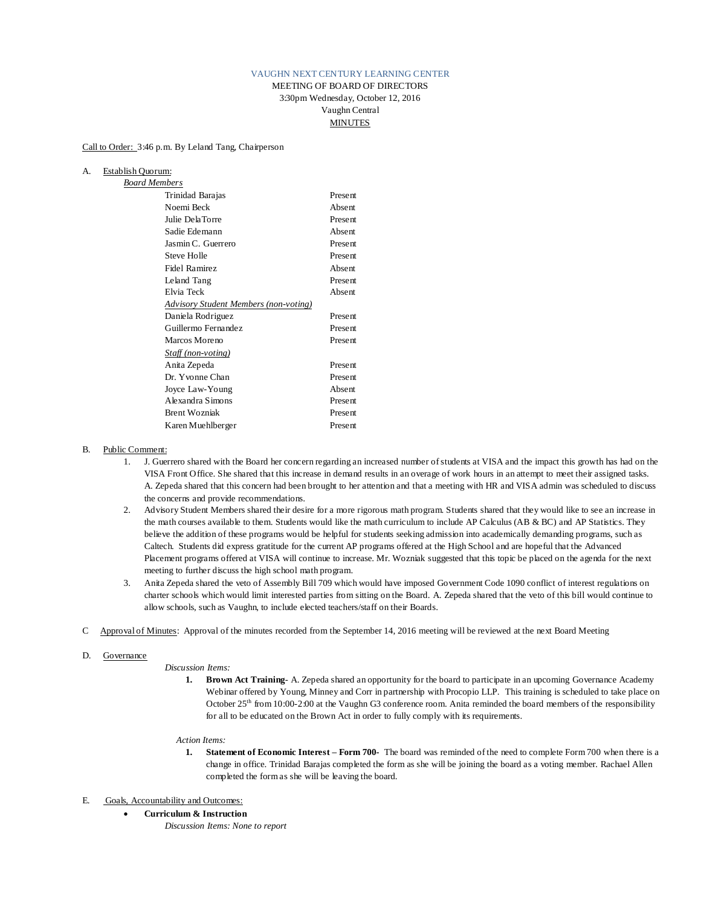VAUGHN NEXT CENTURY LEARNING CENTER

MEETING OF BOARD OF DIRECTORS

3:30pm Wednesday, October 12, 2016

Vaughn Central

MINUTES

Call to Order: 3:46 p.m. By Leland Tang, Chairperson

A. Establish Quorum:

| *Board Members* | |
|---|---|
| Trinidad Barajas | Present |
| Noemi Beck | Absent |
| Julie DelaTorre | Present |
| Sadie Edemann | Absent |
| Jasmin C. Guerrero | Present |
| Steve Holle | Present |
| Fidel Ramirez | Absent |
| Leland Tang | Present |
| Elvia Teck | Absent |
| *Advisory Student Members (non-voting)* | |
| Daniela Rodriguez | Present |
| Guillermo Fernandez | Present |
| Marcos Moreno | Present |
| *Staff (non-voting)* | |
| Anita Zepeda | Present |
| Dr. Yvonne Chan | Present |
| Joyce Law-Young | Absent |
| Alexandra Simons | Present |
| Brent Wozniak | Present |
| Karen Muehlberger | Present |

B. Public Comment:

1. J. Guerrero shared with the Board her concern regarding an increased number of students at VISA and the impact this growth has had on the VISA Front Office. She shared that this increase in demand results in an overage of work hours in an attempt to meet their assigned tasks. A. Zepeda shared that this concern had been brought to her attention and that a meeting with HR and VISA admin was scheduled to discuss the concerns and provide recommendations.
2. Advisory Student Members shared their desire for a more rigorous math program. Students shared that they would like to see an increase in the math courses available to them. Students would like the math curriculum to include AP Calculus (AB & BC) and AP Statistics. They believe the addition of these programs would be helpful for students seeking admission into academically demanding programs, such as Caltech. Students did express gratitude for the current AP programs offered at the High School and are hopeful that the Advanced Placement programs offered at VISA will continue to increase. Mr. Wozniak suggested that this topic be placed on the agenda for the next meeting to further discuss the high school math program.
3. Anita Zepeda shared the veto of Assembly Bill 709 which would have imposed Government Code 1090 conflict of interest regulations on charter schools which would limit interested parties from sitting on the Board. A. Zepeda shared that the veto of this bill would continue to allow schools, such as Vaughn, to include elected teachers/staff on their Boards.

C Approval of Minutes: Approval of the minutes recorded from the September 14, 2016 meeting will be reviewed at the next Board Meeting

D. Governance

*Discussion Items:*

1. **Brown Act Training**- A. Zepeda shared an opportunity for the board to participate in an upcoming Governance Academy Webinar offered by Young, Minney and Corr in partnership with Procopio LLP. This training is scheduled to take place on October 25th from 10:00-2:00 at the Vaughn G3 conference room. Anita reminded the board members of the responsibility for all to be educated on the Brown Act in order to fully comply with its requirements.

*Action Items:*

1. **Statement of Economic Interest – Form 700-** The board was reminded of the need to complete Form 700 when there is a change in office. Trinidad Barajas completed the form as she will be joining the board as a voting member. Rachael Allen completed the form as she will be leaving the board.

E. Goals, Accountability and Outcomes:

- **Curriculum & Instruction**

  *Discussion Items: None to report*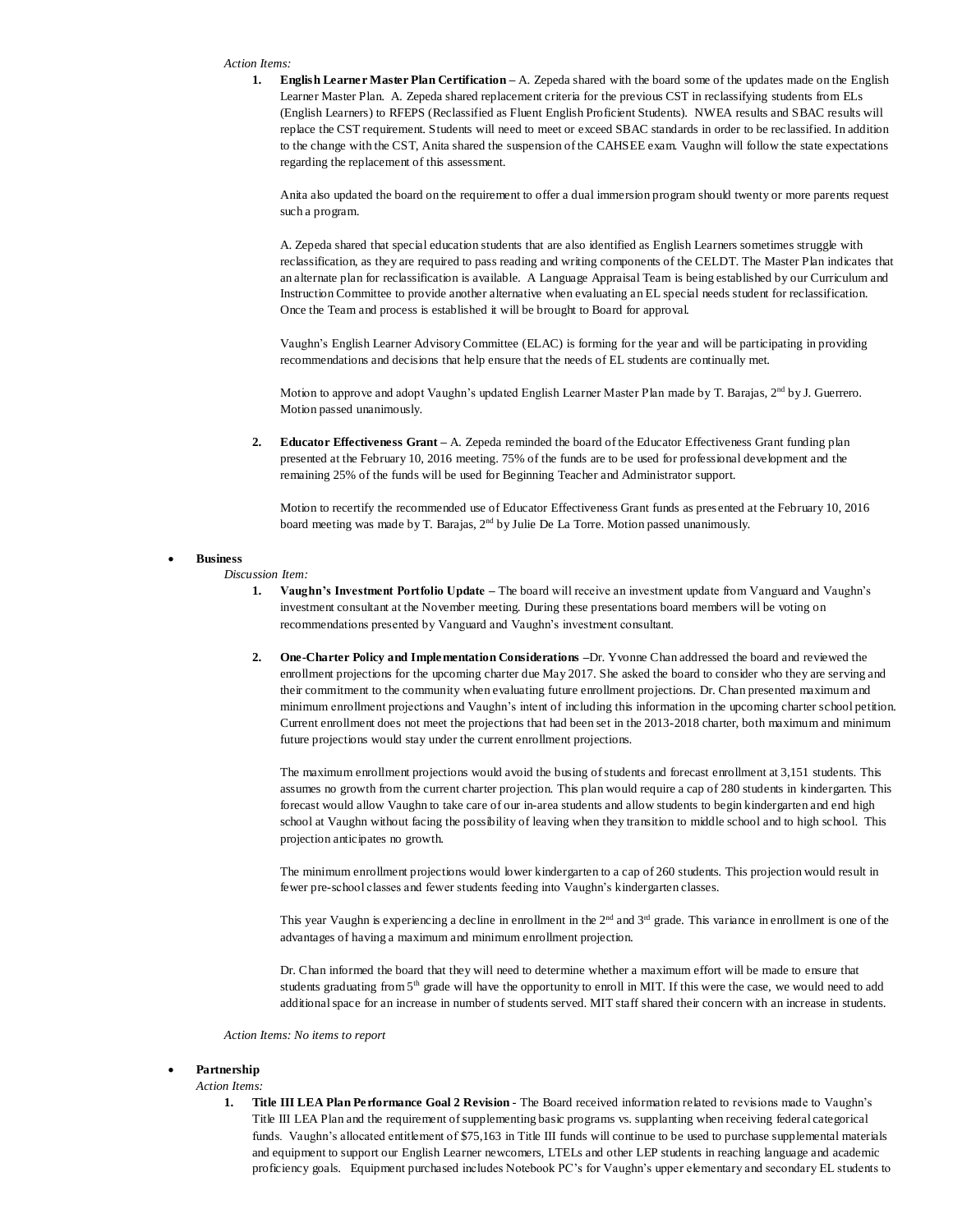*Action Items:*

1. **English Learner Master Plan Certification** – A. Zepeda shared with the board some of the updates made on the English Learner Master Plan. A. Zepeda shared replacement criteria for the previous CST in reclassifying students from ELs (English Learners) to RFEPS (Reclassified as Fluent English Proficient Students). NWEA results and SBAC results will replace the CST requirement. Students will need to meet or exceed SBAC standards in order to be reclassified. In addition to the change with the CST, Anita shared the suspension of the CAHSEE exam. Vaughn will follow the state expectations regarding the replacement of this assessment.

   Anita also updated the board on the requirement to offer a dual immersion program should twenty or more parents request such a program.

   A. Zepeda shared that special education students that are also identified as English Learners sometimes struggle with reclassification, as they are required to pass reading and writing components of the CELDT. The Master Plan indicates that an alternate plan for reclassification is available. A Language Appraisal Team is being established by our Curriculum and Instruction Committee to provide another alternative when evaluating an EL special needs student for reclassification. Once the Team and process is established it will be brought to Board for approval.

   Vaughn's English Learner Advisory Committee (ELAC) is forming for the year and will be participating in providing recommendations and decisions that help ensure that the needs of EL students are continually met.

   Motion to approve and adopt Vaughn's updated English Learner Master Plan made by T. Barajas, 2nd by J. Guerrero. Motion passed unanimously.

2. **Educator Effectiveness Grant** – A. Zepeda reminded the board of the Educator Effectiveness Grant funding plan presented at the February 10, 2016 meeting. 75% of the funds are to be used for professional development and the remaining 25% of the funds will be used for Beginning Teacher and Administrator support.

   Motion to recertify the recommended use of Educator Effectiveness Grant funds as presented at the February 10, 2016 board meeting was made by T. Barajas, 2nd by Julie De La Torre. Motion passed unanimously.

- **Business**

*Discussion Item:*

1. **Vaughn's Investment Portfolio Update** – The board will receive an investment update from Vanguard and Vaughn's investment consultant at the November meeting. During these presentations board members will be voting on recommendations presented by Vanguard and Vaughn's investment consultant.

2. **One-Charter Policy and Implementation Considerations** –Dr. Yvonne Chan addressed the board and reviewed the enrollment projections for the upcoming charter due May 2017. She asked the board to consider who they are serving and their commitment to the community when evaluating future enrollment projections. Dr. Chan presented maximum and minimum enrollment projections and Vaughn's intent of including this information in the upcoming charter school petition. Current enrollment does not meet the projections that had been set in the 2013-2018 charter, both maximum and minimum future projections would stay under the current enrollment projections.

   The maximum enrollment projections would avoid the busing of students and forecast enrollment at 3,151 students. This assumes no growth from the current charter projection. This plan would require a cap of 280 students in kindergarten. This forecast would allow Vaughn to take care of our in-area students and allow students to begin kindergarten and end high school at Vaughn without facing the possibility of leaving when they transition to middle school and to high school. This projection anticipates no growth.

   The minimum enrollment projections would lower kindergarten to a cap of 260 students. This projection would result in fewer pre-school classes and fewer students feeding into Vaughn's kindergarten classes.

   This year Vaughn is experiencing a decline in enrollment in the 2nd and 3rd grade. This variance in enrollment is one of the advantages of having a maximum and minimum enrollment projection.

   Dr. Chan informed the board that they will need to determine whether a maximum effort will be made to ensure that students graduating from 5th grade will have the opportunity to enroll in MIT. If this were the case, we would need to add additional space for an increase in number of students served. MIT staff shared their concern with an increase in students.

*Action Items: No items to report*

- **Partnership**

*Action Items:*

1. **Title III LEA Plan Performance Goal 2 Revision** - The Board received information related to revisions made to Vaughn's Title III LEA Plan and the requirement of supplementing basic programs vs. supplanting when receiving federal categorical funds. Vaughn's allocated entitlement of $75,163 in Title III funds will continue to be used to purchase supplemental materials and equipment to support our English Learner newcomers, LTELs and other LEP students in reaching language and academic proficiency goals. Equipment purchased includes Notebook PC's for Vaughn's upper elementary and secondary EL students to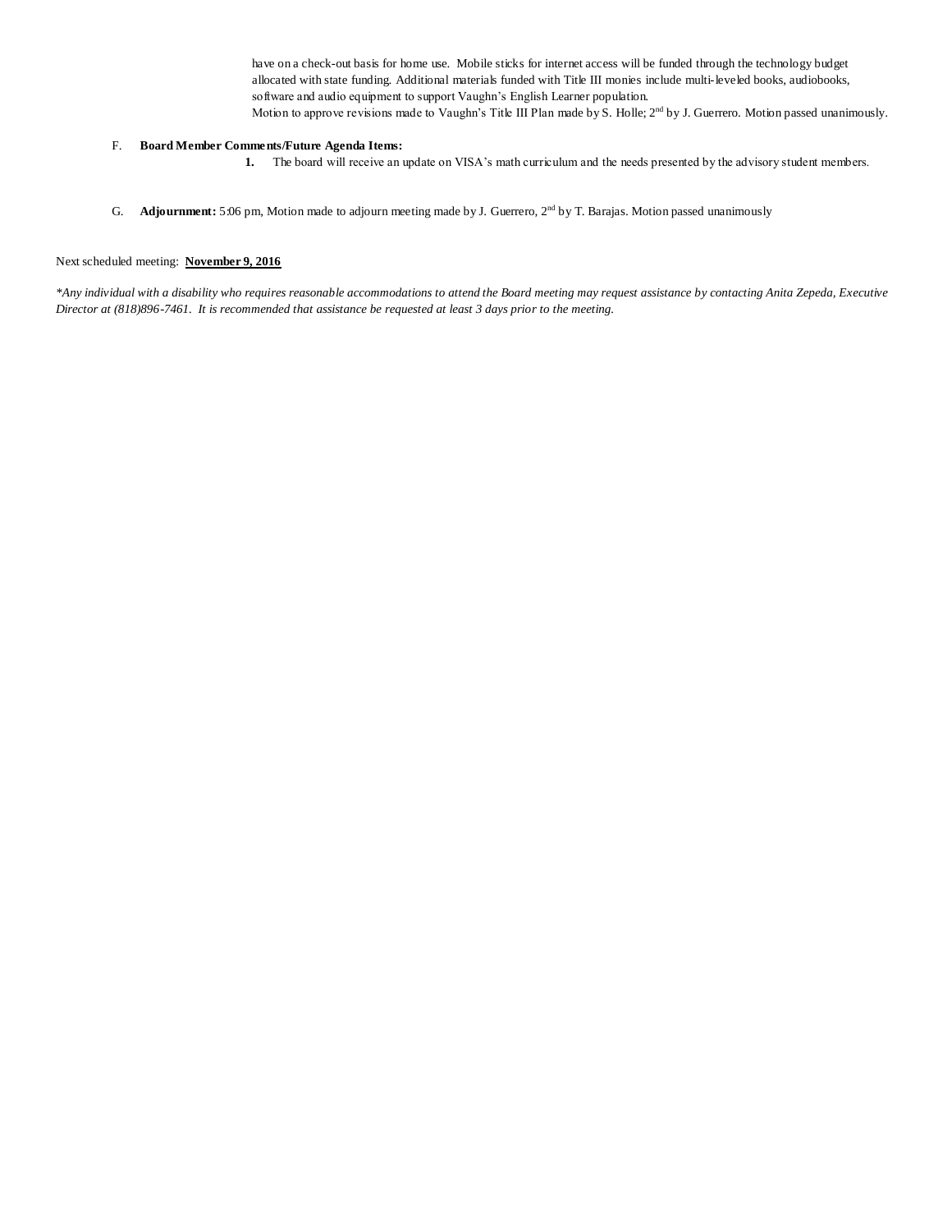have on a check-out basis for home use. Mobile sticks for internet access will be funded through the technology budget allocated with state funding. Additional materials funded with Title III monies include multi-leveled books, audiobooks, software and audio equipment to support Vaughn's English Learner population.
Motion to approve revisions made to Vaughn's Title III Plan made by S. Holle; 2nd by J. Guerrero. Motion passed unanimously.

F. **Board Member Comments/Future Agenda Items:**

1. The board will receive an update on VISA's math curriculum and the needs presented by the advisory student members.

G. **Adjournment:** 5:06 pm, Motion made to adjourn meeting made by J. Guerrero, 2nd by T. Barajas. Motion passed unanimously

Next scheduled meeting: **November 9, 2016**

*\*Any individual with a disability who requires reasonable accommodations to attend the Board meeting may request assistance by contacting Anita Zepeda, Executive Director at (818)896-7461. It is recommended that assistance be requested at least 3 days prior to the meeting.*